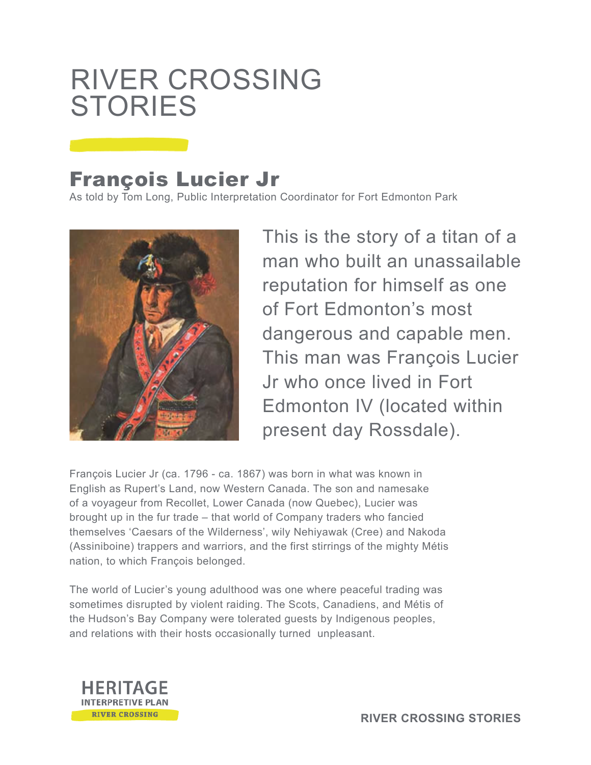# RIVER CROSSING STORIES

## François Lucier Jr

As told by Tom Long, Public Interpretation Coordinator for Fort Edmonton Park

This is the story of a titan of a man who built an unassailable reputation for himself as one of Fort Edmonton's most dangerous and capable men. This man was François Lucier Jr who once lived in Fort Edmonton IV (located within present day Rossdale).

François Lucier Jr (ca. 1796 - ca. 1867) was born in what was known in English as Rupert's Land, now Western Canada. The son and namesake of a voyageur from Recollet, Lower Canada (now Quebec), Lucier was brought up in the fur trade – that world of Company traders who fancied themselves 'Caesars of the Wilderness', wily Nehiyawak (Cree) and Nakoda (Assiniboine) trappers and warriors, and the first stirrings of the mighty Métis nation, to which François belonged.

The world of Lucier's young adulthood was one where peaceful trading was sometimes disrupted by violent raiding. The Scots, Canadiens, and Métis of the Hudson's Bay Company were tolerated guests by Indigenous peoples, and relations with their hosts occasionally turned unpleasant.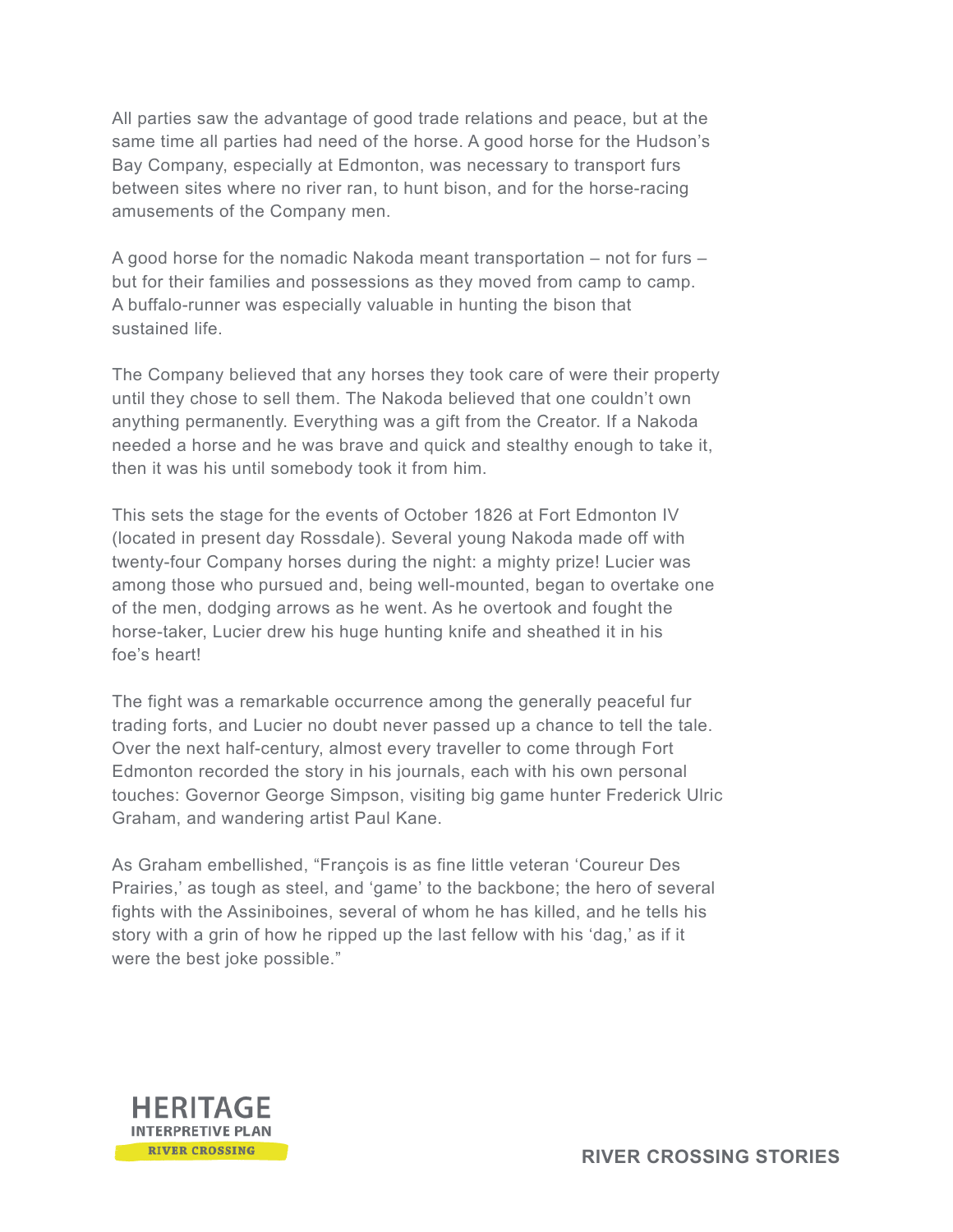All parties saw the advantage of good trade relations and peace, but at the same time all parties had need of the horse. A good horse for the Hudson's Bay Company, especially at Edmonton, was necessary to transport furs between sites where no river ran, to hunt bison, and for the horse-racing amusements of the Company men.

A good horse for the nomadic Nakoda meant transportation – not for furs – but for their families and possessions as they moved from camp to camp. A buffalo-runner was especially valuable in hunting the bison that sustained life.

The Company believed that any horses they took care of were their property until they chose to sell them. The Nakoda believed that one couldn't own anything permanently. Everything was a gift from the Creator. If a Nakoda needed a horse and he was brave and quick and stealthy enough to take it, then it was his until somebody took it from him.

This sets the stage for the events of October 1826 at Fort Edmonton IV (located in present day Rossdale). Several young Nakoda made off with twenty-four Company horses during the night: a mighty prize! Lucier was among those who pursued and, being well-mounted, began to overtake one of the men, dodging arrows as he went. As he overtook and fought the horse-taker, Lucier drew his huge hunting knife and sheathed it in his foe's heart!

The fight was a remarkable occurrence among the generally peaceful fur trading forts, and Lucier no doubt never passed up a chance to tell the tale. Over the next half-century, almost every traveller to come through Fort Edmonton recorded the story in his journals, each with his own personal touches: Governor George Simpson, visiting big game hunter Frederick Ulric Graham, and wandering artist Paul Kane.

As Graham embellished, "François is as fine little veteran 'Coureur Des Prairies,' as tough as steel, and 'game' to the backbone; the hero of several fights with the Assiniboines, several of whom he has killed, and he tells his story with a grin of how he ripped up the last fellow with his 'dag,' as if it were the best joke possible."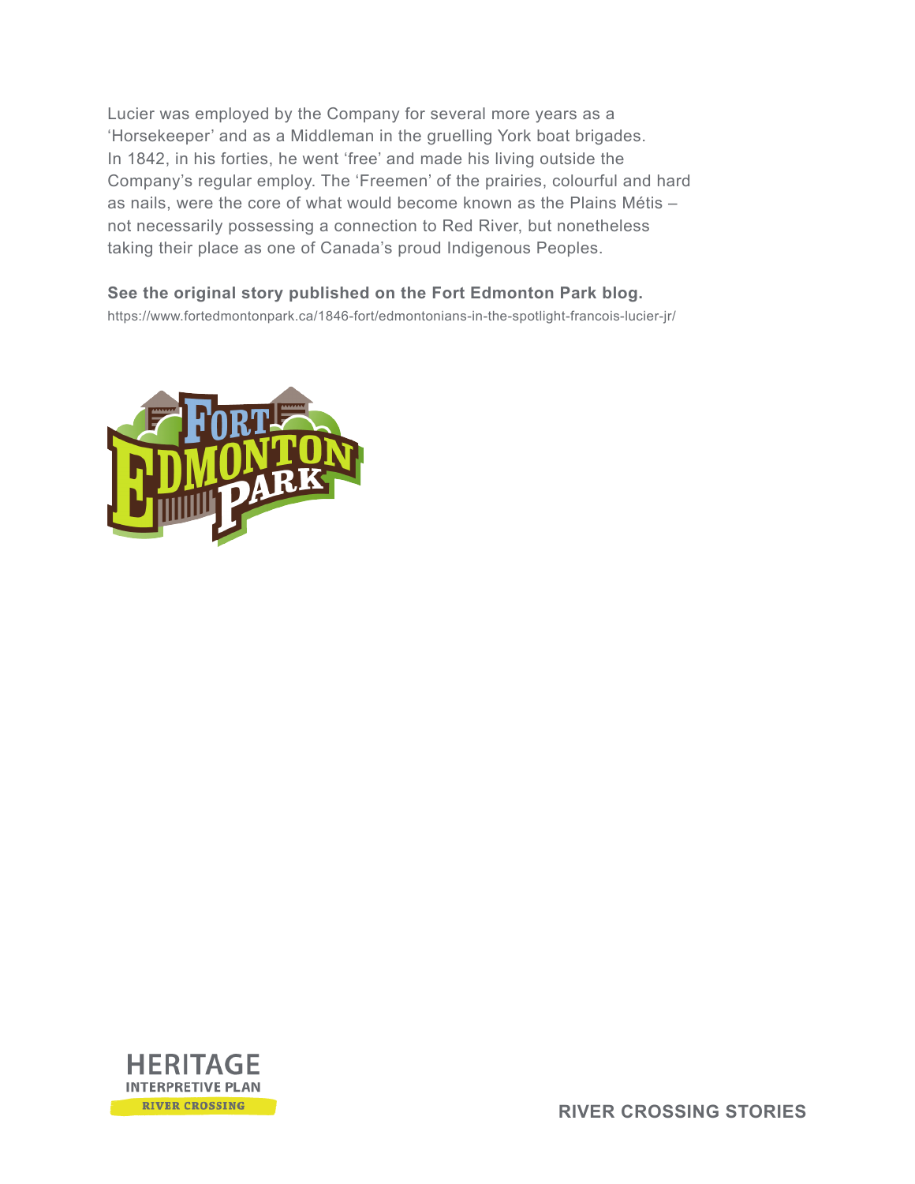Lucier was employed by the Company for several more years as a 'Horsekeeper' and as a Middleman in the gruelling York boat brigades. In 1842, in his forties, he went 'free' and made his living outside the Company's regular employ. The 'Freemen' of the prairies, colourful and hard as nails, were the core of what would become known as the Plains Métis – not necessarily possessing a connection to Red River, but nonetheless taking their place as one of Canada's proud Indigenous Peoples.

**See the original story published on the Fort Edmonton Park blog.**

https://www.fortedmontonpark.ca/1846-fort/edmontonians-in-the-spotlight-francois-lucier-jr/